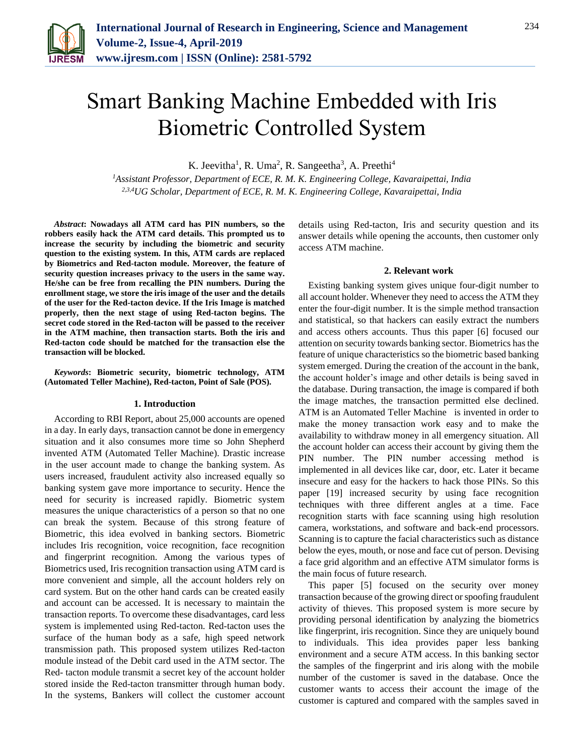# Smart Banking Machine Embedded with Iris Biometric Controlled System

K. Jeevitha[1], R. Uma[2], R. Sangeetha[3], A. Preethi[4]

[1]*Assistant Professor, Department of ECE, R. M. K. Engineering College, Kavaraipettai, India*
[2,3,4]*UG Scholar, Department of ECE, R. M. K. Engineering College, Kavaraipettai, India*

***Abstract*: Nowadays all ATM card has PIN numbers, so the robbers easily hack the ATM card details. This prompted us to increase the security by including the biometric and security question to the existing system. In this, ATM cards are replaced by Biometrics and Red-tacton module. Moreover, the feature of security question increases privacy to the users in the same way. He/she can be free from recalling the PIN numbers. During the enrollment stage, we store the iris image of the user and the details of the user for the Red-tacton device. If the Iris Image is matched properly, then the next stage of using Red-tacton begins. The secret code stored in the Red-tacton will be passed to the receiver in the ATM machine, then transaction starts. Both the iris and Red-tacton code should be matched for the transaction else the transaction will be blocked.**

***Keywords*: Biometric security, biometric technology, ATM (Automated Teller Machine), Red-tacton, Point of Sale (POS).**

## 1. Introduction

According to RBI Report, about 25,000 accounts are opened in a day. In early days, transaction cannot be done in emergency situation and it also consumes more time so John Shepherd invented ATM (Automated Teller Machine). Drastic increase in the user account made to change the banking system. As users increased, fraudulent activity also increased equally so banking system gave more importance to security. Hence the need for security is increased rapidly. Biometric system measures the unique characteristics of a person so that no one can break the system. Because of this strong feature of Biometric, this idea evolved in banking sectors. Biometric includes Iris recognition, voice recognition, face recognition and fingerprint recognition. Among the various types of Biometrics used, Iris recognition transaction using ATM card is more convenient and simple, all the account holders rely on card system. But on the other hand cards can be created easily and account can be accessed. It is necessary to maintain the transaction reports. To overcome these disadvantages, card less system is implemented using Red-tacton. Red-tacton uses the surface of the human body as a safe, high speed network transmission path. This proposed system utilizes Red-tacton module instead of the Debit card used in the ATM sector. The Red- tacton module transmit a secret key of the account holder stored inside the Red-tacton transmitter through human body. In the systems, Bankers will collect the customer account details using Red-tacton, Iris and security question and its answer details while opening the accounts, then customer only access ATM machine.

## 2. Relevant work

Existing banking system gives unique four-digit number to all account holder. Whenever they need to access the ATM they enter the four-digit number. It is the simple method transaction and statistical, so that hackers can easily extract the numbers and access others accounts. Thus this paper [6] focused our attention on security towards banking sector. Biometrics has the feature of unique characteristics so the biometric based banking system emerged. During the creation of the account in the bank, the account holder's image and other details is being saved in the database. During transaction, the image is compared if both the image matches, the transaction permitted else declined. ATM is an Automated Teller Machine is invented in order to make the money transaction work easy and to make the availability to withdraw money in all emergency situation. All the account holder can access their account by giving them the PIN number. The PIN number accessing method is implemented in all devices like car, door, etc. Later it became insecure and easy for the hackers to hack those PINs. So this paper [19] increased security by using face recognition techniques with three different angles at a time. Face recognition starts with face scanning using high resolution camera, workstations, and software and back-end processors. Scanning is to capture the facial characteristics such as distance below the eyes, mouth, or nose and face cut of person. Devising a face grid algorithm and an effective ATM simulator forms is the main focus of future research.

This paper [5] focused on the security over money transaction because of the growing direct or spoofing fraudulent activity of thieves. This proposed system is more secure by providing personal identification by analyzing the biometrics like fingerprint, iris recognition. Since they are uniquely bound to individuals. This idea provides paper less banking environment and a secure ATM access. In this banking sector the samples of the fingerprint and iris along with the mobile number of the customer is saved in the database. Once the customer wants to access their account the image of the customer is captured and compared with the samples saved in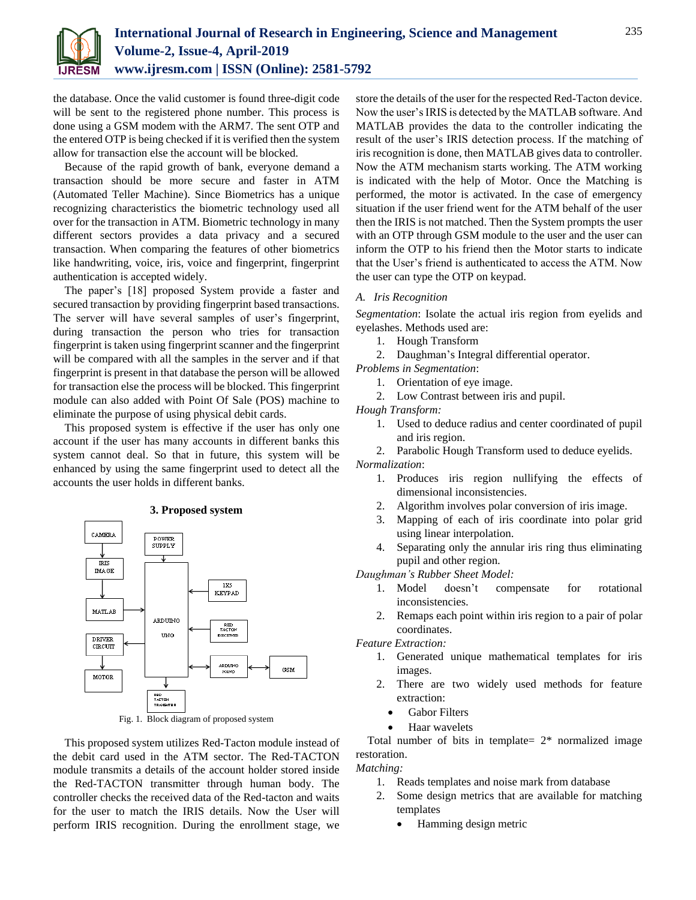the database. Once the valid customer is found three-digit code will be sent to the registered phone number. This process is done using a GSM modem with the ARM7. The sent OTP and the entered OTP is being checked if it is verified then the system allow for transaction else the account will be blocked.

Because of the rapid growth of bank, everyone demand a transaction should be more secure and faster in ATM (Automated Teller Machine). Since Biometrics has a unique recognizing characteristics the biometric technology used all over for the transaction in ATM. Biometric technology in many different sectors provides a data privacy and a secured transaction. When comparing the features of other biometrics like handwriting, voice, iris, voice and fingerprint, fingerprint authentication is accepted widely.

The paper's [18] proposed System provide a faster and secured transaction by providing fingerprint based transactions. The server will have several samples of user's fingerprint, during transaction the person who tries for transaction fingerprint is taken using fingerprint scanner and the fingerprint will be compared with all the samples in the server and if that fingerprint is present in that database the person will be allowed for transaction else the process will be blocked. This fingerprint module can also added with Point Of Sale (POS) machine to eliminate the purpose of using physical debit cards.

This proposed system is effective if the user has only one account if the user has many accounts in different banks this system cannot deal. So that in future, this system will be enhanced by using the same fingerprint used to detect all the accounts the user holds in different banks.

## 3. Proposed system

Fig. 1. Block diagram of proposed system

This proposed system utilizes Red-Tacton module instead of the debit card used in the ATM sector. The Red-TACTON module transmits a details of the account holder stored inside the Red-TACTON transmitter through human body. The controller checks the received data of the Red-tacton and waits for the user to match the IRIS details. Now the User will perform IRIS recognition. During the enrollment stage, we store the details of the user for the respected Red-Tacton device. Now the user's IRIS is detected by the MATLAB software. And MATLAB provides the data to the controller indicating the result of the user's IRIS detection process. If the matching of iris recognition is done, then MATLAB gives data to controller. Now the ATM mechanism starts working. The ATM working is indicated with the help of Motor. Once the Matching is performed, the motor is activated. In the case of emergency situation if the user friend went for the ATM behalf of the user then the IRIS is not matched. Then the System prompts the user with an OTP through GSM module to the user and the user can inform the OTP to his friend then the Motor starts to indicate that the User's friend is authenticated to access the ATM. Now the user can type the OTP on keypad.

### A. Iris Recognition

*Segmentation*: Isolate the actual iris region from eyelids and eyelashes. Methods used are:

1. Hough Transform
2. Daughman's Integral differential operator.

*Problems in Segmentation*:

1. Orientation of eye image.
2. Low Contrast between iris and pupil.

*Hough Transform:*

1. Used to deduce radius and center coordinated of pupil and iris region.
2. Parabolic Hough Transform used to deduce eyelids.

*Normalization*:

1. Produces iris region nullifying the effects of dimensional inconsistencies.
2. Algorithm involves polar conversion of iris image.
3. Mapping of each of iris coordinate into polar grid using linear interpolation.
4. Separating only the annular iris ring thus eliminating pupil and other region.

*Daughman's Rubber Sheet Model:*

1. Model doesn't compensate for rotational inconsistencies.
2. Remaps each point within iris region to a pair of polar coordinates.

*Feature Extraction:*

1. Generated unique mathematical templates for iris images.
2. There are two widely used methods for feature extraction:
   - Gabor Filters
   - Haar wavelets

Total number of bits in template= 2* normalized image restoration.

*Matching:*

1. Reads templates and noise mark from database
2. Some design metrics that are available for matching templates
   - Hamming design metric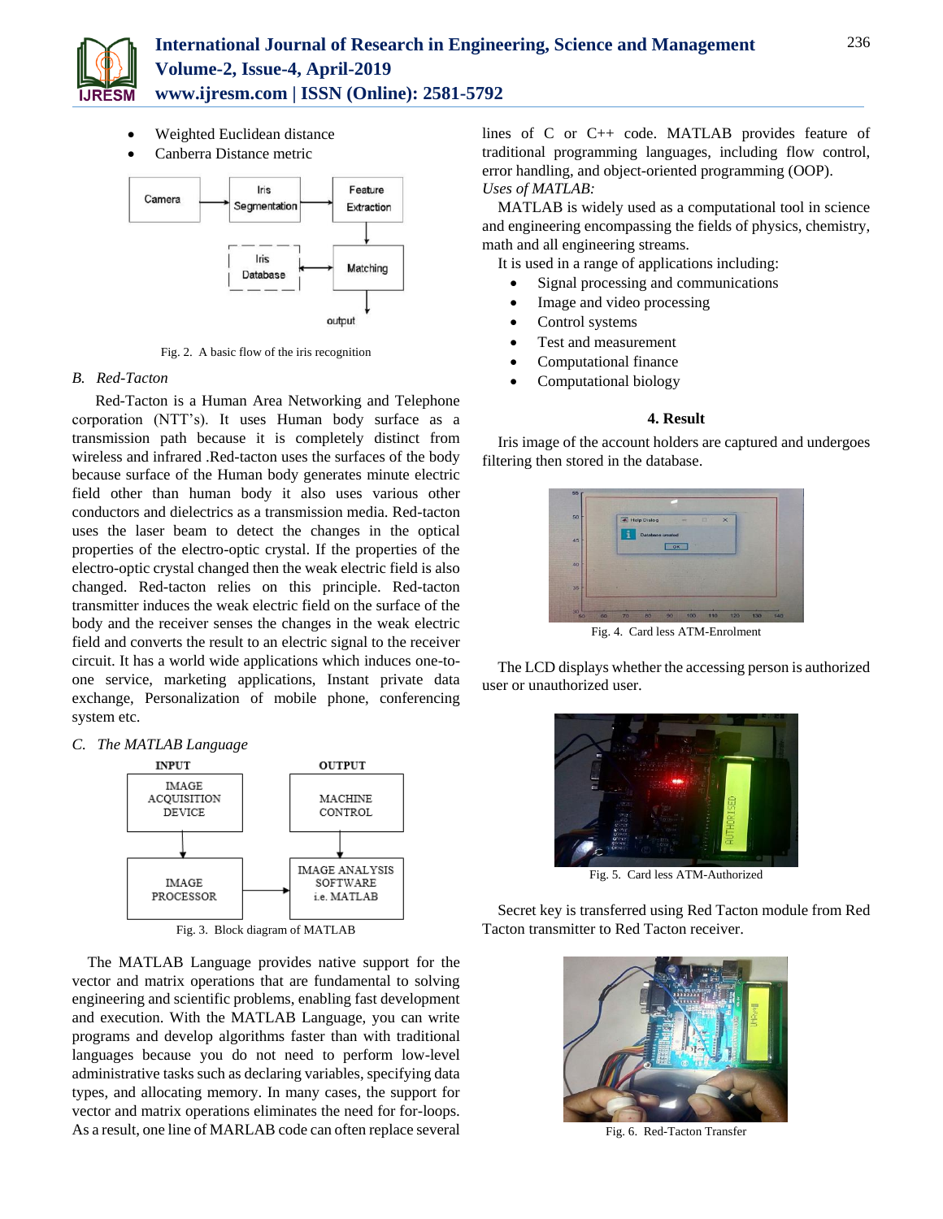- Weighted Euclidean distance
- Canberra Distance metric

Fig. 2. A basic flow of the iris recognition

### B. Red-Tacton

Red-Tacton is a Human Area Networking and Telephone corporation (NTT's). It uses Human body surface as a transmission path because it is completely distinct from wireless and infrared .Red-tacton uses the surfaces of the body because surface of the Human body generates minute electric field other than human body it also uses various other conductors and dielectrics as a transmission media. Red-tacton uses the laser beam to detect the changes in the optical properties of the electro-optic crystal. If the properties of the electro-optic crystal changed then the weak electric field is also changed. Red-tacton relies on this principle. Red-tacton transmitter induces the weak electric field on the surface of the body and the receiver senses the changes in the weak electric field and converts the result to an electric signal to the receiver circuit. It has a world wide applications which induces one-to-one service, marketing applications, Instant private data exchange, Personalization of mobile phone, conferencing system etc.

### C. The MATLAB Language

Fig. 3. Block diagram of MATLAB

The MATLAB Language provides native support for the vector and matrix operations that are fundamental to solving engineering and scientific problems, enabling fast development and execution. With the MATLAB Language, you can write programs and develop algorithms faster than with traditional languages because you do not need to perform low-level administrative tasks such as declaring variables, specifying data types, and allocating memory. In many cases, the support for vector and matrix operations eliminates the need for for-loops. As a result, one line of MARLAB code can often replace several lines of C or C++ code. MATLAB provides feature of traditional programming languages, including flow control, error handling, and object-oriented programming (OOP).

*Uses of MATLAB:*

MATLAB is widely used as a computational tool in science and engineering encompassing the fields of physics, chemistry, math and all engineering streams.

It is used in a range of applications including:

- Signal processing and communications
- Image and video processing
- Control systems
- Test and measurement
- Computational finance
- Computational biology

## 4. Result

Iris image of the account holders are captured and undergoes filtering then stored in the database.

Fig. 4. Card less ATM-Enrolment

The LCD displays whether the accessing person is authorized user or unauthorized user.

Fig. 5. Card less ATM-Authorized

Secret key is transferred using Red Tacton module from Red Tacton transmitter to Red Tacton receiver.

Fig. 6. Red-Tacton Transfer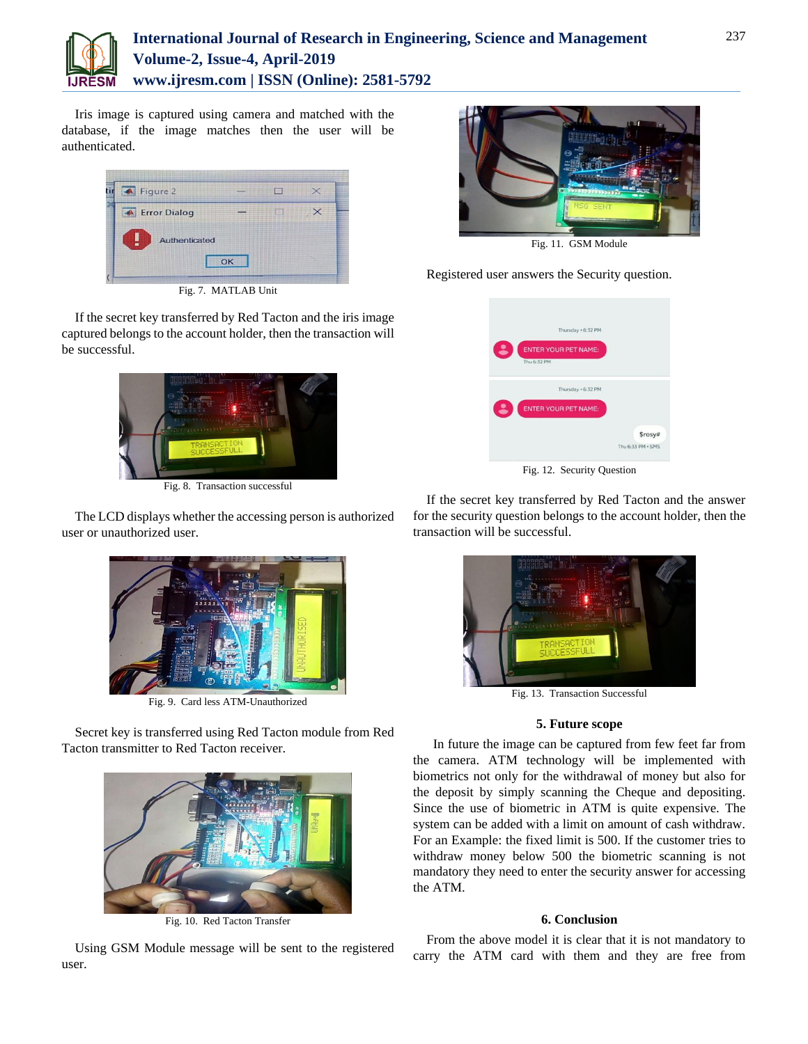Iris image is captured using camera and matched with the database, if the image matches then the user will be authenticated.

Fig. 7. MATLAB Unit

If the secret key transferred by Red Tacton and the iris image captured belongs to the account holder, then the transaction will be successful.

Fig. 8. Transaction successful

The LCD displays whether the accessing person is authorized user or unauthorized user.

Fig. 9. Card less ATM-Unauthorized

Secret key is transferred using Red Tacton module from Red Tacton transmitter to Red Tacton receiver.

Fig. 10. Red Tacton Transfer

Using GSM Module message will be sent to the registered user.

Fig. 11. GSM Module

Registered user answers the Security question.

Fig. 12. Security Question

If the secret key transferred by Red Tacton and the answer for the security question belongs to the account holder, then the transaction will be successful.

Fig. 13. Transaction Successful

## 5. Future scope

In future the image can be captured from few feet far from the camera. ATM technology will be implemented with biometrics not only for the withdrawal of money but also for the deposit by simply scanning the Cheque and depositing. Since the use of biometric in ATM is quite expensive. The system can be added with a limit on amount of cash withdraw. For an Example: the fixed limit is 500. If the customer tries to withdraw money below 500 the biometric scanning is not mandatory they need to enter the security answer for accessing the ATM.

## 6. Conclusion

From the above model it is clear that it is not mandatory to carry the ATM card with them and they are free from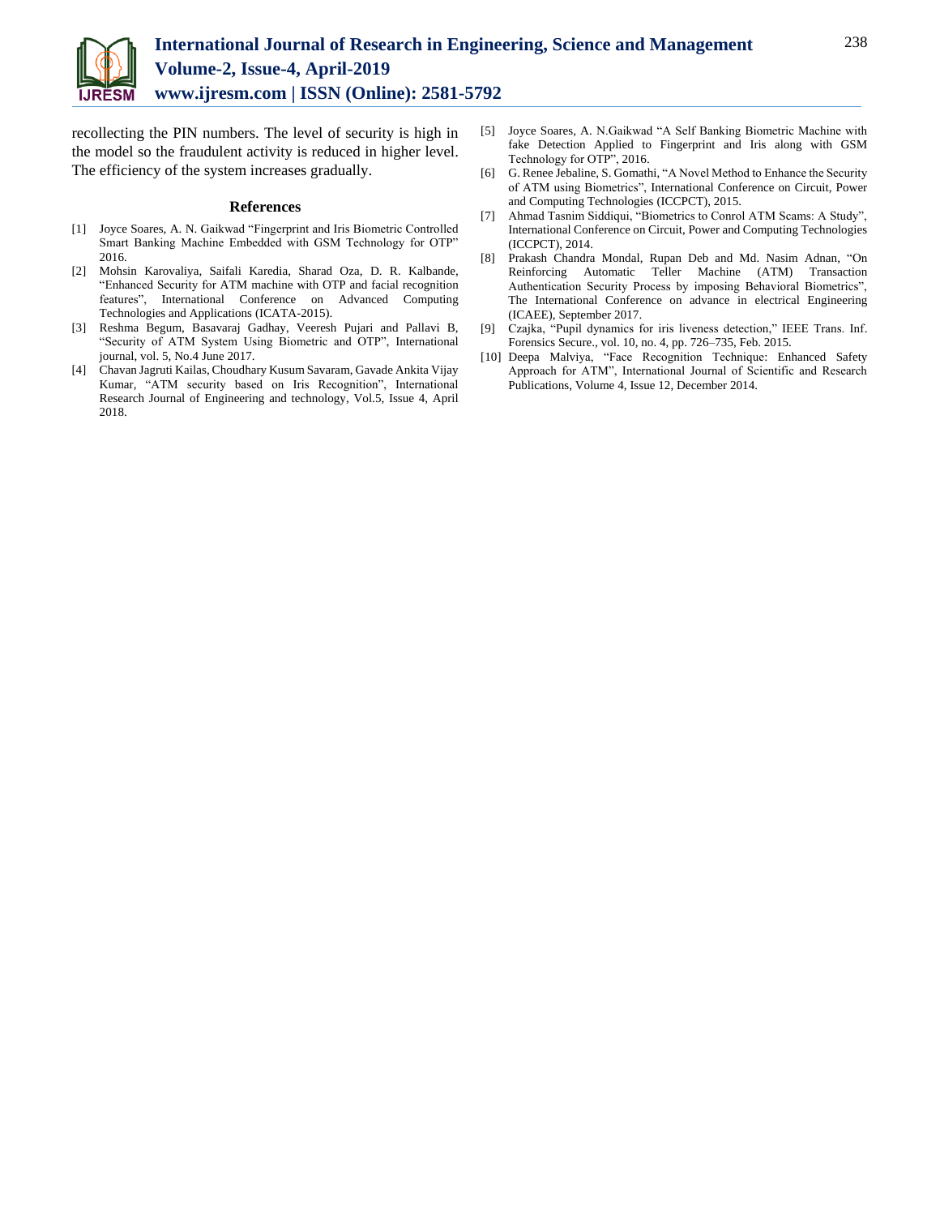recollecting the PIN numbers. The level of security is high in the model so the fraudulent activity is reduced in higher level. The efficiency of the system increases gradually.

## References

[1] Joyce Soares, A. N. Gaikwad "Fingerprint and Iris Biometric Controlled Smart Banking Machine Embedded with GSM Technology for OTP" 2016.

[2] Mohsin Karovaliya, Saifali Karedia, Sharad Oza, D. R. Kalbande, "Enhanced Security for ATM machine with OTP and facial recognition features", International Conference on Advanced Computing Technologies and Applications (ICATA-2015).

[3] Reshma Begum, Basavaraj Gadhay, Veeresh Pujari and Pallavi B, "Security of ATM System Using Biometric and OTP", International journal, vol. 5, No.4 June 2017.

[4] Chavan Jagruti Kailas, Choudhary Kusum Savaram, Gavade Ankita Vijay Kumar, "ATM security based on Iris Recognition", International Research Journal of Engineering and technology, Vol.5, Issue 4, April 2018.

[5] Joyce Soares, A. N.Gaikwad "A Self Banking Biometric Machine with fake Detection Applied to Fingerprint and Iris along with GSM Technology for OTP", 2016.

[6] G. Renee Jebaline, S. Gomathi, "A Novel Method to Enhance the Security of ATM using Biometrics", International Conference on Circuit, Power and Computing Technologies (ICCPCT), 2015.

[7] Ahmad Tasnim Siddiqui, "Biometrics to Conrol ATM Scams: A Study", International Conference on Circuit, Power and Computing Technologies (ICCPCT), 2014.

[8] Prakash Chandra Mondal, Rupan Deb and Md. Nasim Adnan, "On Reinforcing Automatic Teller Machine (ATM) Transaction Authentication Security Process by imposing Behavioral Biometrics", The International Conference on advance in electrical Engineering (ICAEE), September 2017.

[9] Czajka, "Pupil dynamics for iris liveness detection," IEEE Trans. Inf. Forensics Secure., vol. 10, no. 4, pp. 726–735, Feb. 2015.

[10] Deepa Malviya, "Face Recognition Technique: Enhanced Safety Approach for ATM", International Journal of Scientific and Research Publications, Volume 4, Issue 12, December 2014.